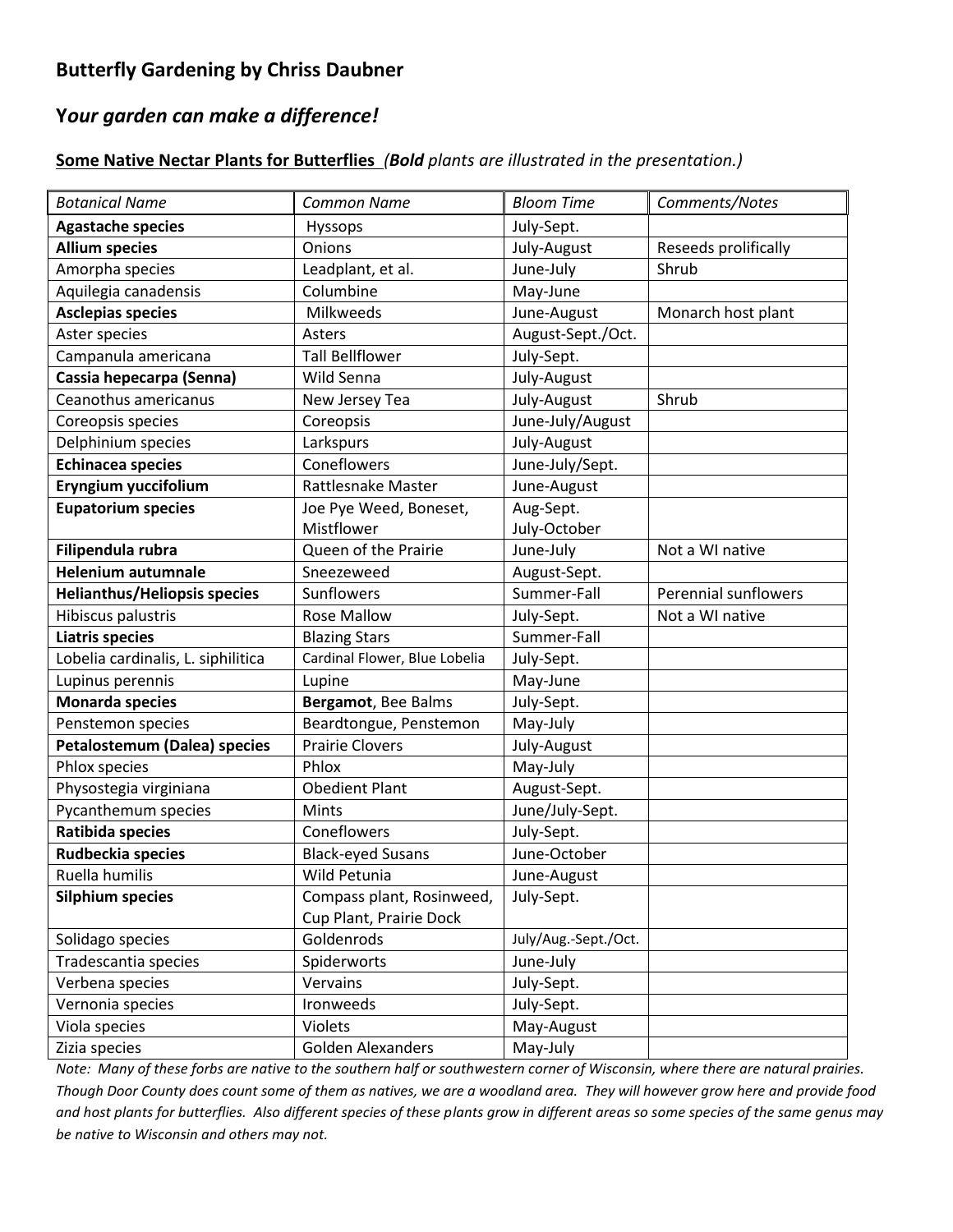## Butterfly Gardening by Chriss Daubner

## Y*our garden can make a difference!*

**Some Native Nectar Plants for Butterflies** *(**Bold** plants are illustrated in the presentation.)*

| *Botanical Name* | *Common Name* | *Bloom Time* | *Comments/Notes* |
|---|---|---|---|
| **Agastache species** | Hyssops | July-Sept. | |
| **Allium species** | Onions | July-August | Reseeds prolifically |
| Amorpha species | Leadplant, et al. | June-July | Shrub |
| Aquilegia canadensis | Columbine | May-June | |
| **Asclepias species** | Milkweeds | June-August | Monarch host plant |
| Aster species | Asters | August-Sept./Oct. | |
| Campanula americana | Tall Bellflower | July-Sept. | |
| **Cassia hepecarpa (Senna)** | Wild Senna | July-August | |
| Ceanothus americanus | New Jersey Tea | July-August | Shrub |
| Coreopsis species | Coreopsis | June-July/August | |
| Delphinium species | Larkspurs | July-August | |
| **Echinacea species** | Coneflowers | June-July/Sept. | |
| **Eryngium yuccifolium** | Rattlesnake Master | June-August | |
| **Eupatorium species** | Joe Pye Weed, Boneset, Mistflower | Aug-Sept. July-October | |
| **Filipendula rubra** | Queen of the Prairie | June-July | Not a WI native |
| **Helenium autumnale** | Sneezeweed | August-Sept. | |
| **Helianthus/Heliopsis species** | Sunflowers | Summer-Fall | Perennial sunflowers |
| Hibiscus palustris | Rose Mallow | July-Sept. | Not a WI native |
| **Liatris species** | Blazing Stars | Summer-Fall | |
| Lobelia cardinalis, L. siphilitica | Cardinal Flower, Blue Lobelia | July-Sept. | |
| Lupinus perennis | Lupine | May-June | |
| **Monarda species** | **Bergamot**, Bee Balms | July-Sept. | |
| Penstemon species | Beardtongue, Penstemon | May-July | |
| **Petalostemum (Dalea) species** | Prairie Clovers | July-August | |
| Phlox species | Phlox | May-July | |
| Physostegia virginiana | Obedient Plant | August-Sept. | |
| Pycanthemum species | Mints | June/July-Sept. | |
| **Ratibida species** | Coneflowers | July-Sept. | |
| **Rudbeckia species** | Black-eyed Susans | June-October | |
| Ruella humilis | Wild Petunia | June-August | |
| **Silphium species** | Compass plant, Rosinweed, Cup Plant, Prairie Dock | July-Sept. | |
| Solidago species | Goldenrods | July/Aug.-Sept./Oct. | |
| Tradescantia species | Spiderworts | June-July | |
| Verbena species | Vervains | July-Sept. | |
| Vernonia species | Ironweeds | July-Sept. | |
| Viola species | Violets | May-August | |
| Zizia species | Golden Alexanders | May-July | |

*Note: Many of these forbs are native to the southern half or southwestern corner of Wisconsin, where there are natural prairies. Though Door County does count some of them as natives, we are a woodland area. They will however grow here and provide food and host plants for butterflies. Also different species of these plants grow in different areas so some species of the same genus may be native to Wisconsin and others may not.*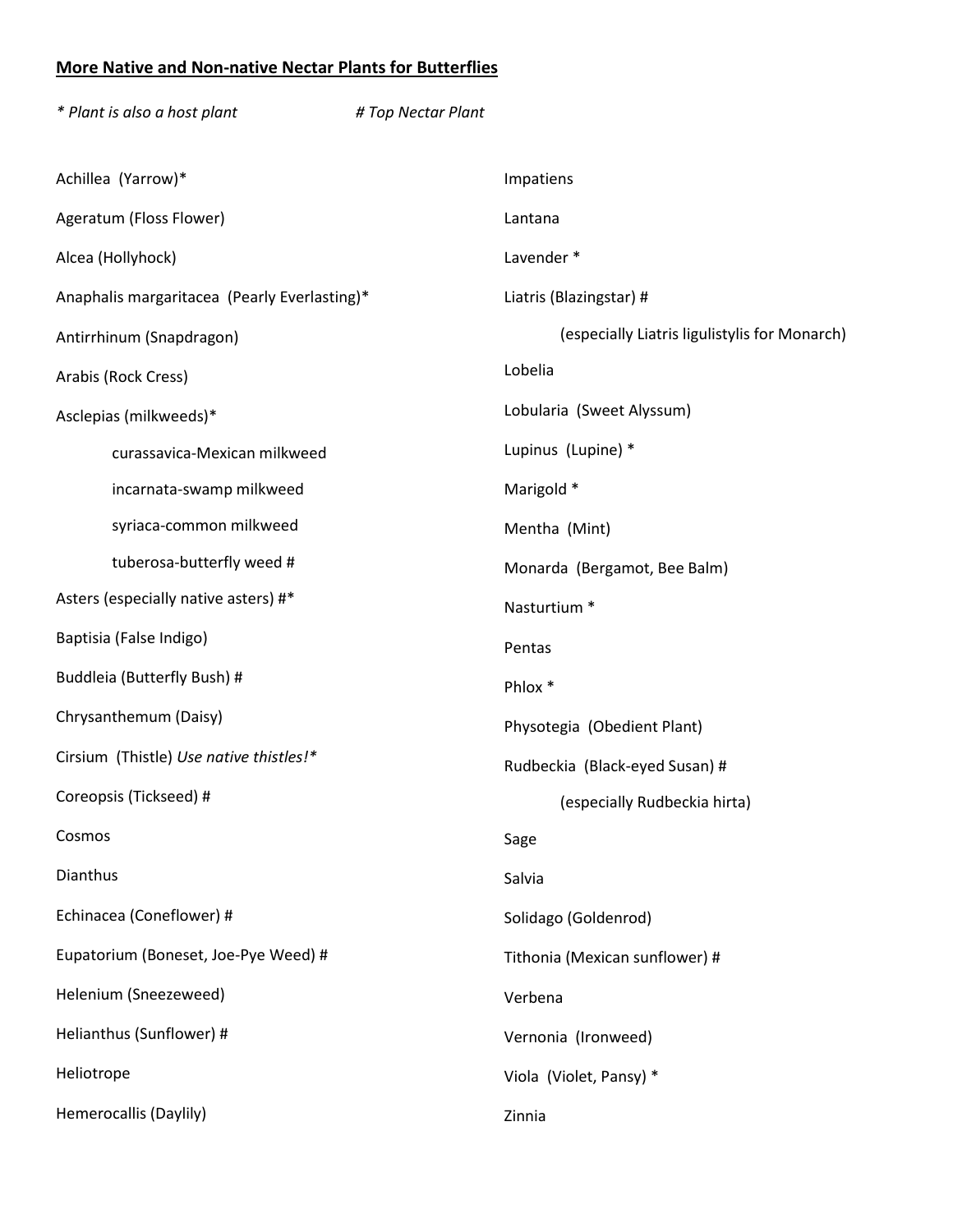**More Native and Non-native Nectar Plants for Butterflies**

*\* Plant is also a host plant* *# Top Nectar Plant*

- Achillea (Yarrow)*
- Ageratum (Floss Flower)
- Alcea (Hollyhock)
- Anaphalis margaritacea (Pearly Everlasting)*
- Antirrhinum (Snapdragon)
- Arabis (Rock Cress)
- Asclepias (milkweeds)*
  - curassavica-Mexican milkweed
  - incarnata-swamp milkweed
  - syriaca-common milkweed
  - tuberosa-butterfly weed #
- Asters (especially native asters) #*
- Baptisia (False Indigo)
- Buddleia (Butterfly Bush) #
- Chrysanthemum (Daisy)
- Cirsium (Thistle) *Use native thistles!**
- Coreopsis (Tickseed) #
- Cosmos
- Dianthus
- Echinacea (Coneflower) #
- Eupatorium (Boneset, Joe-Pye Weed) #
- Helenium (Sneezeweed)
- Helianthus (Sunflower) #
- Heliotrope
- Hemerocallis (Daylily)
- Impatiens
- Lantana
- Lavender *
- Liatris (Blazingstar) #
  - (especially Liatris ligulistylis for Monarch)
- Lobelia
- Lobularia (Sweet Alyssum)
- Lupinus (Lupine) *
- Marigold *
- Mentha (Mint)
- Monarda (Bergamot, Bee Balm)
- Nasturtium *
- Pentas
- Phlox *
- Physotegia (Obedient Plant)
- Rudbeckia (Black-eyed Susan) #
  - (especially Rudbeckia hirta)
- Sage
- Salvia
- Solidago (Goldenrod)
- Tithonia (Mexican sunflower) #
- Verbena
- Vernonia (Ironweed)
- Viola (Violet, Pansy) *
- Zinnia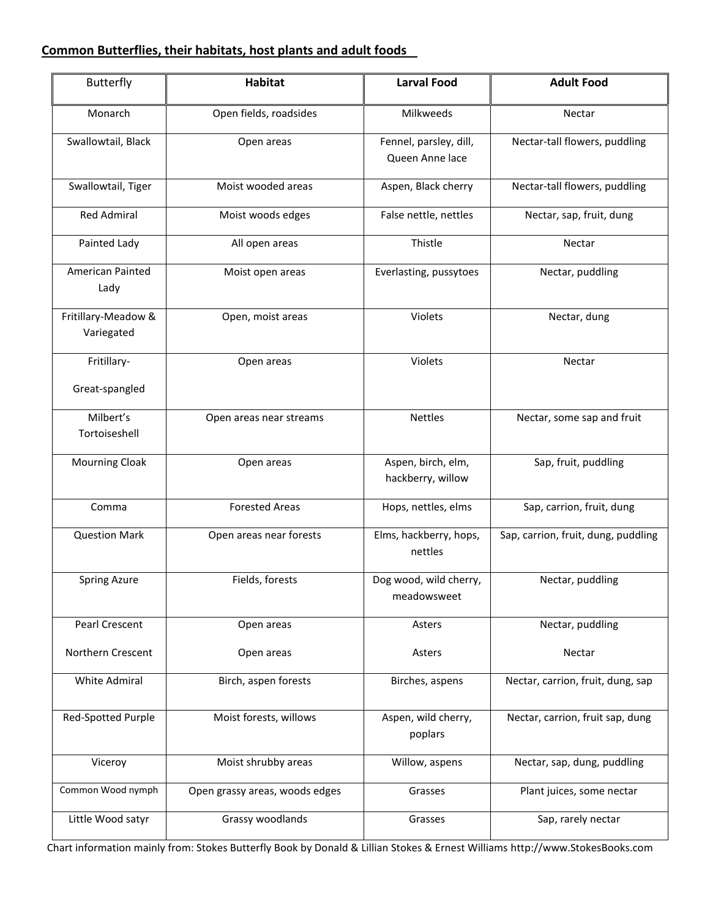**Common Butterflies, their habitats, host plants and adult foods**

| Butterfly | **Habitat** | **Larval Food** | **Adult Food** |
|---|---|---|---|
| Monarch | Open fields, roadsides | Milkweeds | Nectar |
| Swallowtail, Black | Open areas | Fennel, parsley, dill, Queen Anne lace | Nectar-tall flowers, puddling |
| Swallowtail, Tiger | Moist wooded areas | Aspen, Black cherry | Nectar-tall flowers, puddling |
| Red Admiral | Moist woods edges | False nettle, nettles | Nectar, sap, fruit, dung |
| Painted Lady | All open areas | Thistle | Nectar |
| American Painted Lady | Moist open areas | Everlasting, pussytoes | Nectar, puddling |
| Fritillary-Meadow & Variegated | Open, moist areas | Violets | Nectar, dung |
| Fritillary-Great-spangled | Open areas | Violets | Nectar |
| Milbert's Tortoiseshell | Open areas near streams | Nettles | Nectar, some sap and fruit |
| Mourning Cloak | Open areas | Aspen, birch, elm, hackberry, willow | Sap, fruit, puddling |
| Comma | Forested Areas | Hops, nettles, elms | Sap, carrion, fruit, dung |
| Question Mark | Open areas near forests | Elms, hackberry, hops, nettles | Sap, carrion, fruit, dung, puddling |
| Spring Azure | Fields, forests | Dog wood, wild cherry, meadowsweet | Nectar, puddling |
| Pearl Crescent<br>Northern Crescent | Open areas<br>Open areas | Asters<br>Asters | Nectar, puddling<br>Nectar |
| White Admiral | Birch, aspen forests | Birches, aspens | Nectar, carrion, fruit, dung, sap |
| Red-Spotted Purple | Moist forests, willows | Aspen, wild cherry, poplars | Nectar, carrion, fruit sap, dung |
| Viceroy | Moist shrubby areas | Willow, aspens | Nectar, sap, dung, puddling |
| Common Wood nymph | Open grassy areas, woods edges | Grasses | Plant juices, some nectar |
| Little Wood satyr | Grassy woodlands | Grasses | Sap, rarely nectar |

Chart information mainly from: Stokes Butterfly Book by Donald & Lillian Stokes & Ernest Williams http://www.StokesBooks.com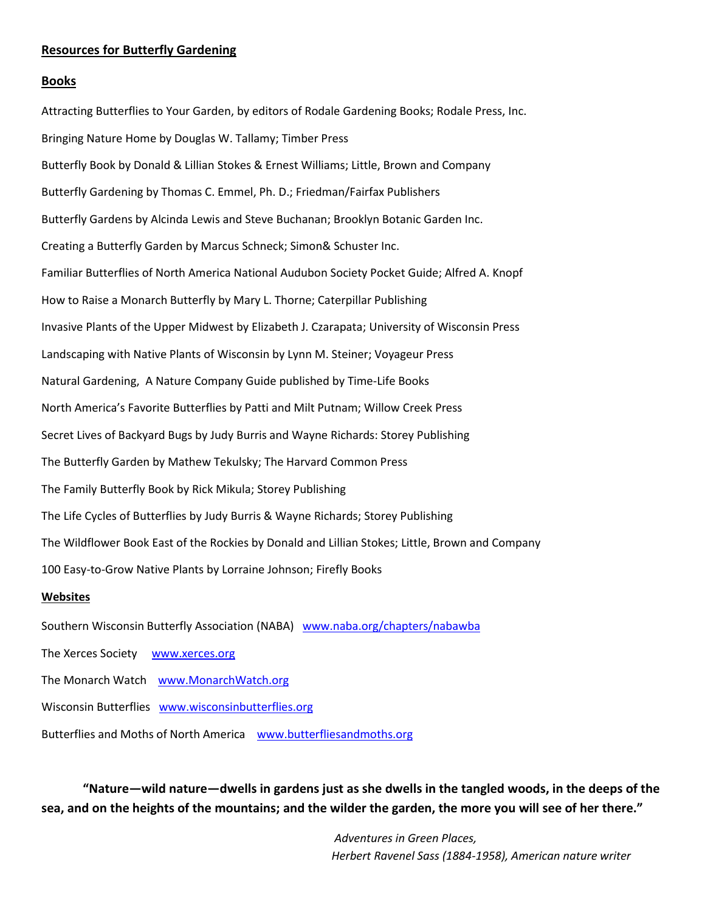## Resources for Butterfly Gardening

### Books

Attracting Butterflies to Your Garden, by editors of Rodale Gardening Books; Rodale Press, Inc.

Bringing Nature Home by Douglas W. Tallamy; Timber Press

Butterfly Book by Donald & Lillian Stokes & Ernest Williams; Little, Brown and Company

Butterfly Gardening by Thomas C. Emmel, Ph. D.; Friedman/Fairfax Publishers

Butterfly Gardens by Alcinda Lewis and Steve Buchanan; Brooklyn Botanic Garden Inc.

Creating a Butterfly Garden by Marcus Schneck; Simon& Schuster Inc.

Familiar Butterflies of North America National Audubon Society Pocket Guide; Alfred A. Knopf

How to Raise a Monarch Butterfly by Mary L. Thorne; Caterpillar Publishing

Invasive Plants of the Upper Midwest by Elizabeth J. Czarapata; University of Wisconsin Press

Landscaping with Native Plants of Wisconsin by Lynn M. Steiner; Voyageur Press

Natural Gardening, A Nature Company Guide published by Time-Life Books

North America's Favorite Butterflies by Patti and Milt Putnam; Willow Creek Press

Secret Lives of Backyard Bugs by Judy Burris and Wayne Richards: Storey Publishing

The Butterfly Garden by Mathew Tekulsky; The Harvard Common Press

The Family Butterfly Book by Rick Mikula; Storey Publishing

The Life Cycles of Butterflies by Judy Burris & Wayne Richards; Storey Publishing

The Wildflower Book East of the Rockies by Donald and Lillian Stokes; Little, Brown and Company

100 Easy-to-Grow Native Plants by Lorraine Johnson; Firefly Books

### Websites

Southern Wisconsin Butterfly Association (NABA) www.naba.org/chapters/nabawba

The Xerces Society www.xerces.org

The Monarch Watch www.MonarchWatch.org

Wisconsin Butterflies www.wisconsinbutterflies.org

Butterflies and Moths of North America www.butterfliesandmoths.org

**"Nature—wild nature—dwells in gardens just as she dwells in the tangled woods, in the deeps of the sea, and on the heights of the mountains; and the wilder the garden, the more you will see of her there."**

*Adventures in Green Places,*
*Herbert Ravenel Sass (1884-1958), American nature writer*